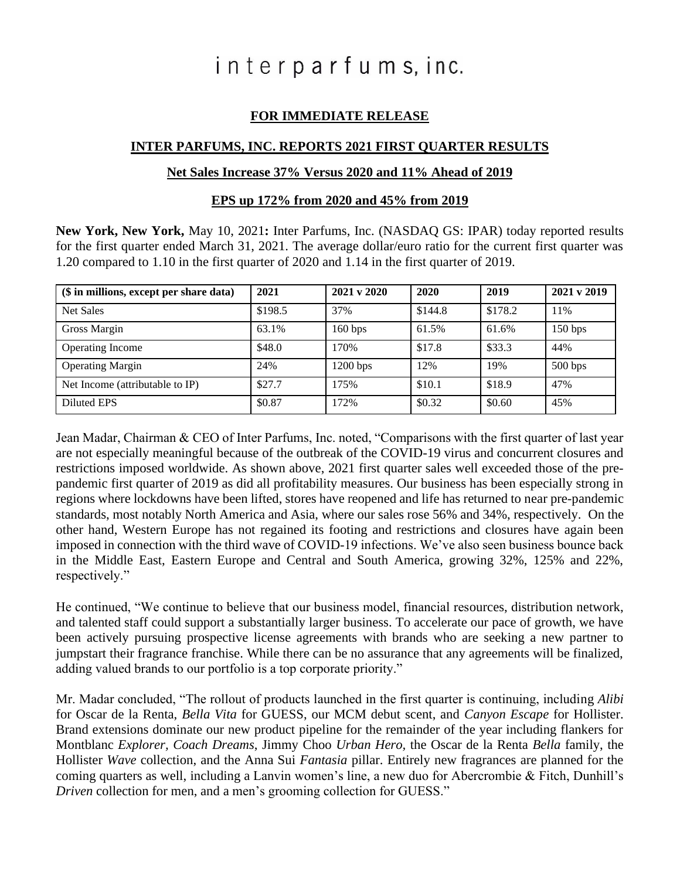# interparfums, inc.

**FOR IMMEDIATE RELEASE**

**INTER PARFUMS, INC. REPORTS 2021 FIRST QUARTER RESULTS**

**Net Sales Increase 37% Versus 2020 and 11% Ahead of 2019**

**EPS up 172% from 2020 and 45% from 2019**

**New York, New York,** May 10, 2021**:** Inter Parfums, Inc. (NASDAQ GS: IPAR) today reported results for the first quarter ended March 31, 2021. The average dollar/euro ratio for the current first quarter was 1.20 compared to 1.10 in the first quarter of 2020 and 1.14 in the first quarter of 2019.

| ($ in millions, except per share data) | 2021 | 2021 v 2020 | 2020 | 2019 | 2021 v 2019 |
|---|---|---|---|---|---|
| Net Sales | $198.5 | 37% | $144.8 | $178.2 | 11% |
| Gross Margin | 63.1% | 160 bps | 61.5% | 61.6% | 150 bps |
| Operating Income | $48.0 | 170% | $17.8 | $33.3 | 44% |
| Operating Margin | 24% | 1200 bps | 12% | 19% | 500 bps |
| Net Income (attributable to IP) | $27.7 | 175% | $10.1 | $18.9 | 47% |
| Diluted EPS | $0.87 | 172% | $0.32 | $0.60 | 45% |

Jean Madar, Chairman & CEO of Inter Parfums, Inc. noted, "Comparisons with the first quarter of last year are not especially meaningful because of the outbreak of the COVID-19 virus and concurrent closures and restrictions imposed worldwide. As shown above, 2021 first quarter sales well exceeded those of the pre-pandemic first quarter of 2019 as did all profitability measures. Our business has been especially strong in regions where lockdowns have been lifted, stores have reopened and life has returned to near pre-pandemic standards, most notably North America and Asia, where our sales rose 56% and 34%, respectively. On the other hand, Western Europe has not regained its footing and restrictions and closures have again been imposed in connection with the third wave of COVID-19 infections. We've also seen business bounce back in the Middle East, Eastern Europe and Central and South America, growing 32%, 125% and 22%, respectively."

He continued, "We continue to believe that our business model, financial resources, distribution network, and talented staff could support a substantially larger business. To accelerate our pace of growth, we have been actively pursuing prospective license agreements with brands who are seeking a new partner to jumpstart their fragrance franchise. While there can be no assurance that any agreements will be finalized, adding valued brands to our portfolio is a top corporate priority."

Mr. Madar concluded, "The rollout of products launched in the first quarter is continuing, including *Alibi* for Oscar de la Renta, *Bella Vita* for GUESS, our MCM debut scent, and *Canyon Escape* for Hollister. Brand extensions dominate our new product pipeline for the remainder of the year including flankers for Montblanc *Explorer, Coach Dreams*, Jimmy Choo *Urban Hero,* the Oscar de la Renta *Bella* family, the Hollister *Wave* collection, and the Anna Sui *Fantasia* pillar. Entirely new fragrances are planned for the coming quarters as well, including a Lanvin women's line, a new duo for Abercrombie & Fitch, Dunhill's *Driven* collection for men, and a men's grooming collection for GUESS."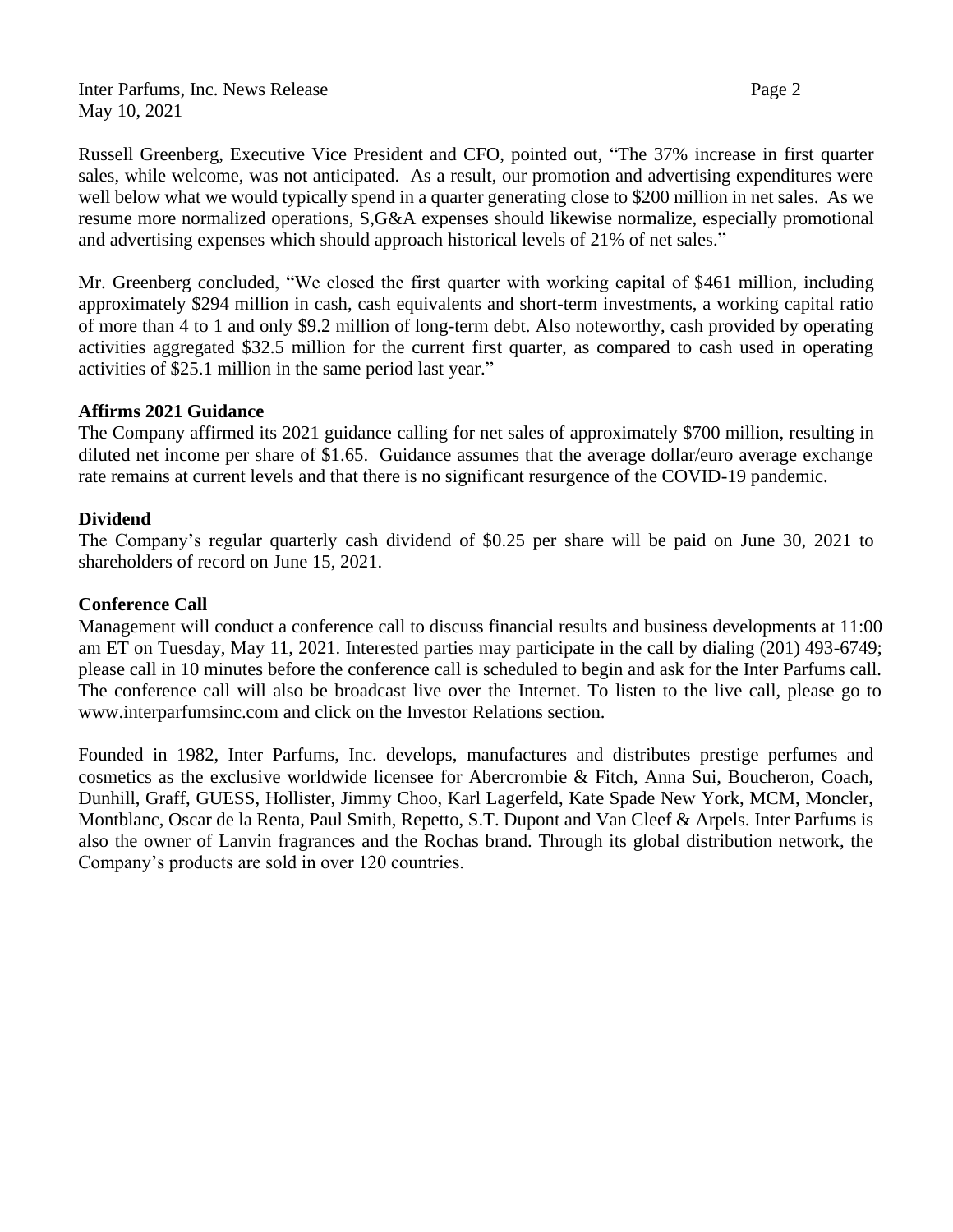Russell Greenberg, Executive Vice President and CFO, pointed out, "The 37% increase in first quarter sales, while welcome, was not anticipated. As a result, our promotion and advertising expenditures were well below what we would typically spend in a quarter generating close to $200 million in net sales. As we resume more normalized operations, S,G&A expenses should likewise normalize, especially promotional and advertising expenses which should approach historical levels of 21% of net sales."

Mr. Greenberg concluded, "We closed the first quarter with working capital of $461 million, including approximately $294 million in cash, cash equivalents and short-term investments, a working capital ratio of more than 4 to 1 and only $9.2 million of long-term debt. Also noteworthy, cash provided by operating activities aggregated $32.5 million for the current first quarter, as compared to cash used in operating activities of $25.1 million in the same period last year."

**Affirms 2021 Guidance**

The Company affirmed its 2021 guidance calling for net sales of approximately $700 million, resulting in diluted net income per share of $1.65. Guidance assumes that the average dollar/euro average exchange rate remains at current levels and that there is no significant resurgence of the COVID-19 pandemic.

**Dividend**

The Company's regular quarterly cash dividend of $0.25 per share will be paid on June 30, 2021 to shareholders of record on June 15, 2021.

**Conference Call**

Management will conduct a conference call to discuss financial results and business developments at 11:00 am ET on Tuesday, May 11, 2021. Interested parties may participate in the call by dialing (201) 493-6749; please call in 10 minutes before the conference call is scheduled to begin and ask for the Inter Parfums call. The conference call will also be broadcast live over the Internet. To listen to the live call, please go to www.interparfumsinc.com and click on the Investor Relations section.

Founded in 1982, Inter Parfums, Inc. develops, manufactures and distributes prestige perfumes and cosmetics as the exclusive worldwide licensee for Abercrombie & Fitch, Anna Sui, Boucheron, Coach, Dunhill, Graff, GUESS, Hollister, Jimmy Choo, Karl Lagerfeld, Kate Spade New York, MCM, Moncler, Montblanc, Oscar de la Renta, Paul Smith, Repetto, S.T. Dupont and Van Cleef & Arpels. Inter Parfums is also the owner of Lanvin fragrances and the Rochas brand. Through its global distribution network, the Company's products are sold in over 120 countries.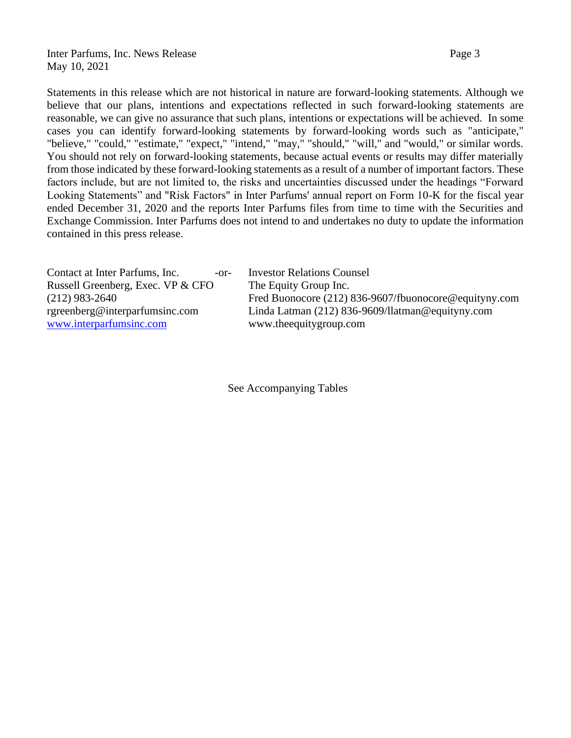Statements in this release which are not historical in nature are forward-looking statements. Although we believe that our plans, intentions and expectations reflected in such forward-looking statements are reasonable, we can give no assurance that such plans, intentions or expectations will be achieved. In some cases you can identify forward-looking statements by forward-looking words such as "anticipate," "believe," "could," "estimate," "expect," "intend," "may," "should," "will," and "would," or similar words. You should not rely on forward-looking statements, because actual events or results may differ materially from those indicated by these forward-looking statements as a result of a number of important factors. These factors include, but are not limited to, the risks and uncertainties discussed under the headings "Forward Looking Statements" and "Risk Factors" in Inter Parfums' annual report on Form 10-K for the fiscal year ended December 31, 2020 and the reports Inter Parfums files from time to time with the Securities and Exchange Commission. Inter Parfums does not intend to and undertakes no duty to update the information contained in this press release.

Contact at Inter Parfums, Inc.
Russell Greenberg, Exec. VP & CFO
(212) 983-2640
rgreenberg@interparfumsinc.com
www.interparfumsinc.com

-or-

Investor Relations Counsel
The Equity Group Inc.
Fred Buonocore (212) 836-9607/fbuonocore@equityny.com
Linda Latman (212) 836-9609/llatman@equityny.com
www.theequitygroup.com

See Accompanying Tables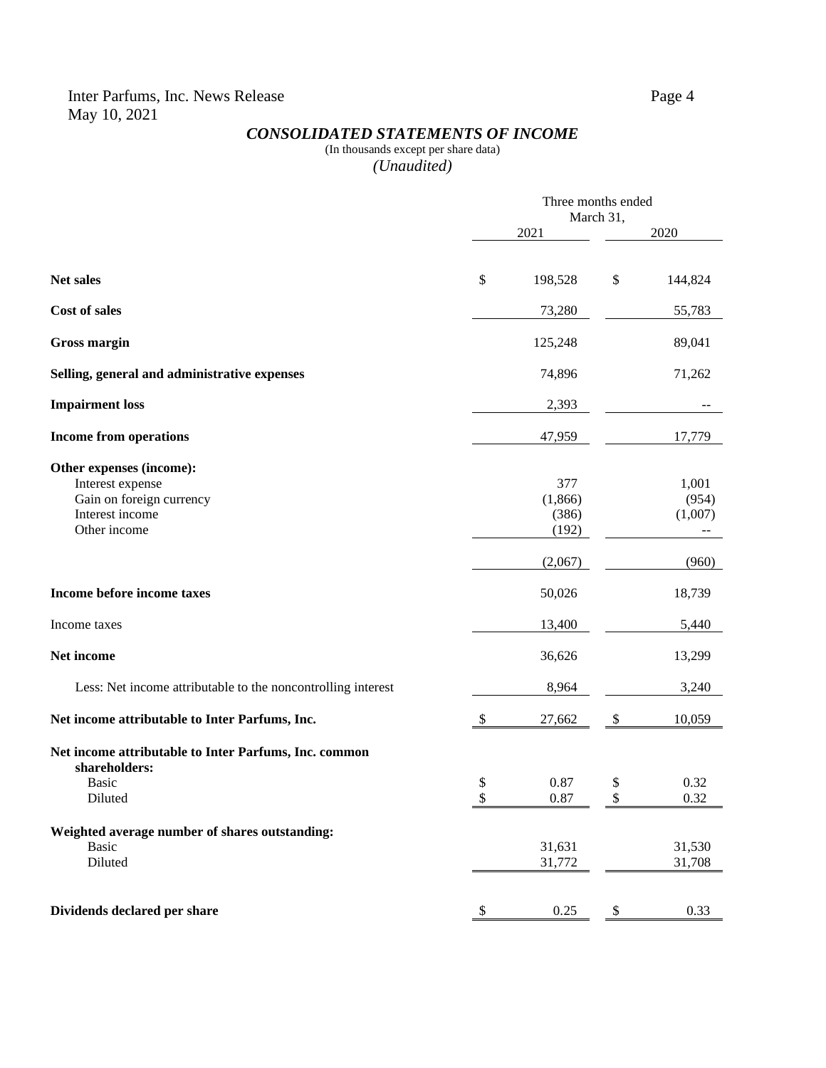Inter Parfums, Inc. News Release
May 10, 2021

## *CONSOLIDATED STATEMENTS OF INCOME*

(In thousands except per share data)
*(Unaudited)*

| | Three months ended March 31, | |
|---|---|---|
| | 2021 | 2020 |
| **Net sales** | $ 198,528 | $ 144,824 |
| **Cost of sales** | 73,280 | 55,783 |
| **Gross margin** | 125,248 | 89,041 |
| **Selling, general and administrative expenses** | 74,896 | 71,262 |
| **Impairment loss** | 2,393 | -- |
| **Income from operations** | 47,959 | 17,779 |
| **Other expenses (income):** | | |
| Interest expense | 377 | 1,001 |
| Gain on foreign currency | (1,866) | (954) |
| Interest income | (386) | (1,007) |
| Other income | (192) | -- |
| | (2,067) | (960) |
| **Income before income taxes** | 50,026 | 18,739 |
| Income taxes | 13,400 | 5,440 |
| **Net income** | 36,626 | 13,299 |
| Less: Net income attributable to the noncontrolling interest | 8,964 | 3,240 |
| **Net income attributable to Inter Parfums, Inc.** | $ 27,662 | $ 10,059 |
| **Net income attributable to Inter Parfums, Inc. common shareholders:** | | |
| Basic | $ 0.87 | $ 0.32 |
| Diluted | $ 0.87 | $ 0.32 |
| **Weighted average number of shares outstanding:** | | |
| Basic | 31,631 | 31,530 |
| Diluted | 31,772 | 31,708 |
| **Dividends declared per share** | $ 0.25 | $ 0.33 |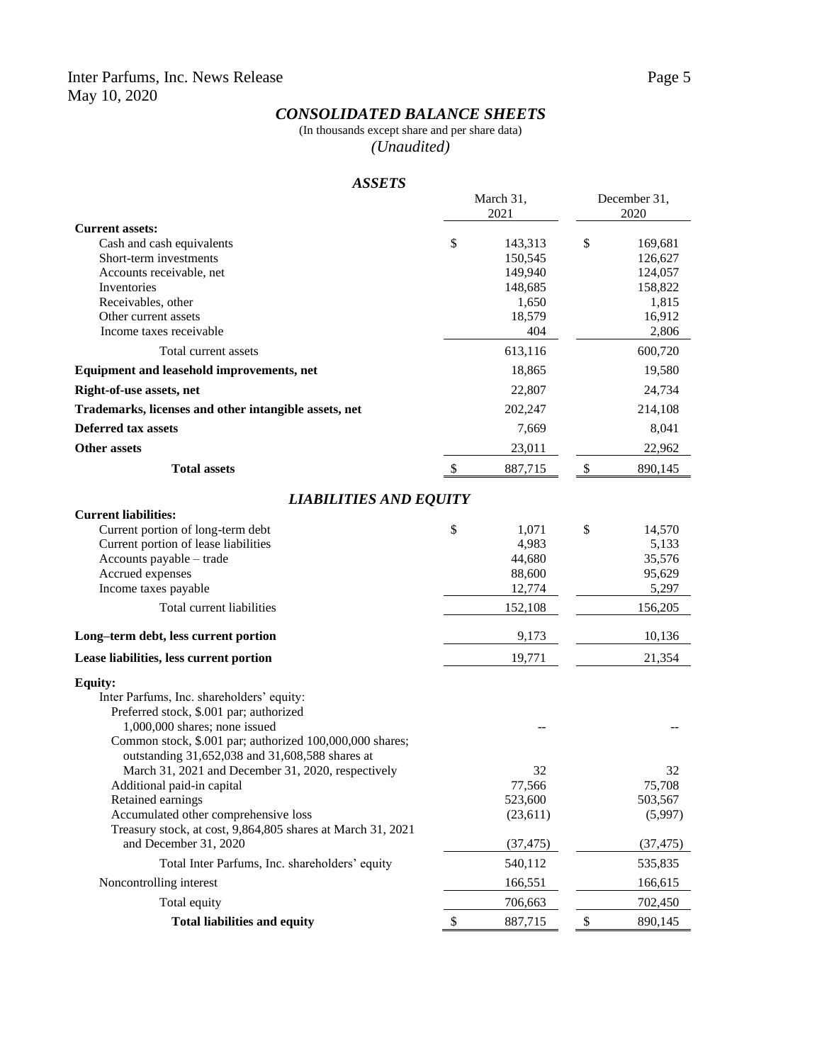## CONSOLIDATED BALANCE SHEETS

(In thousands except share and per share data)

*(Unaudited)*

### ASSETS

| | March 31, 2021 | December 31, 2020 |
|---|---|---|
| **Current assets:** | | |
| Cash and cash equivalents | $ 143,313 | $ 169,681 |
| Short-term investments | 150,545 | 126,627 |
| Accounts receivable, net | 149,940 | 124,057 |
| Inventories | 148,685 | 158,822 |
| Receivables, other | 1,650 | 1,815 |
| Other current assets | 18,579 | 16,912 |
| Income taxes receivable | 404 | 2,806 |
| Total current assets | 613,116 | 600,720 |
| **Equipment and leasehold improvements, net** | 18,865 | 19,580 |
| **Right-of-use assets, net** | 22,807 | 24,734 |
| **Trademarks, licenses and other intangible assets, net** | 202,247 | 214,108 |
| **Deferred tax assets** | 7,669 | 8,041 |
| **Other assets** | 23,011 | 22,962 |
| **Total assets** | $ 887,715 | $ 890,145 |

### LIABILITIES AND EQUITY

| | March 31, 2021 | December 31, 2020 |
|---|---|---|
| **Current liabilities:** | | |
| Current portion of long-term debt | $ 1,071 | $ 14,570 |
| Current portion of lease liabilities | 4,983 | 5,133 |
| Accounts payable – trade | 44,680 | 35,576 |
| Accrued expenses | 88,600 | 95,629 |
| Income taxes payable | 12,774 | 5,297 |
| Total current liabilities | 152,108 | 156,205 |
| **Long–term debt, less current portion** | 9,173 | 10,136 |
| **Lease liabilities, less current portion** | 19,771 | 21,354 |
| **Equity:** | | |
| Inter Parfums, Inc. shareholders' equity: | | |
| Preferred stock, $.001 par; authorized 1,000,000 shares; none issued | -- | -- |
| Common stock, $.001 par; authorized 100,000,000 shares; outstanding 31,652,038 and 31,608,588 shares at March 31, 2021 and December 31, 2020, respectively | 32 | 32 |
| Additional paid-in capital | 77,566 | 75,708 |
| Retained earnings | 523,600 | 503,567 |
| Accumulated other comprehensive loss | (23,611) | (5,997) |
| Treasury stock, at cost, 9,864,805 shares at March 31, 2021 and December 31, 2020 | (37,475) | (37,475) |
| Total Inter Parfums, Inc. shareholders' equity | 540,112 | 535,835 |
| Noncontrolling interest | 166,551 | 166,615 |
| Total equity | 706,663 | 702,450 |
| **Total liabilities and equity** | $ 887,715 | $ 890,145 |